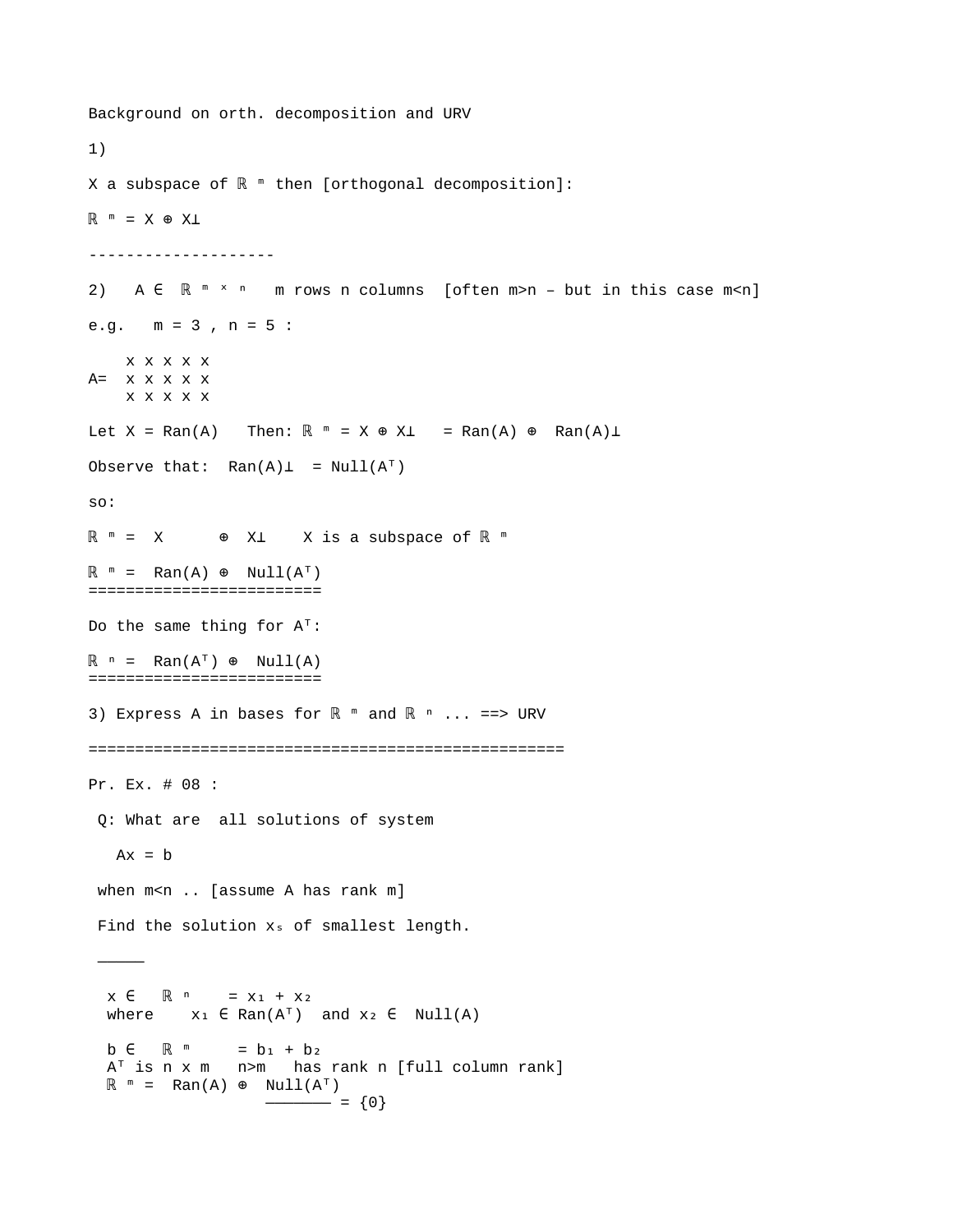Background on orth. decomposition and URV

1)

X a subspace of $\mathbb{R}^m$ then [orthogonal decomposition]:

$\mathbb{R}^m = X \oplus X^\perp$

--------------------

2) $A \in \mathbb{R}^{m \times n}$ m rows n columns [often m>n – but in this case m<n]

e.g. m = 3 , n = 5 :

```
    x x x x x
A=  x x x x x
    x x x x x
```

Let X = Ran(A) Then: $\mathbb{R}^m = X \oplus X^\perp = \text{Ran}(A) \oplus \text{Ran}(A)^\perp$

Observe that: $\text{Ran}(A)^\perp = \text{Null}(A^T)$

so:

$\mathbb{R}^m = X \oplus X^\perp$ X is a subspace of $\mathbb{R}^m$

$\mathbb{R}^m = \text{Ran}(A) \oplus \text{Null}(A^T)$

========================

Do the same thing for $A^T$:

$\mathbb{R}^n = \text{Ran}(A^T) \oplus \text{Null}(A)$

========================

3) Express A in bases for $\mathbb{R}^m$ and $\mathbb{R}^n$ ... ==> URV

==================================================

Pr. Ex. # 08 :

Q: What are all solutions of system

$Ax = b$

when m<n .. [assume A has rank m]

Find the solution $x_s$ of smallest length.

_____

$x \in \mathbb{R}^n = x_1 + x_2$
where $x_1 \in \text{Ran}(A^T)$ and $x_2 \in \text{Null}(A)$

$b \in \mathbb{R}^m = b_1 + b_2$
$A^T$ is n x m n>m has rank n [full column rank]
$\mathbb{R}^m = \text{Ran}(A) \oplus \underline{\text{Null}(A^T)} = \{0\}$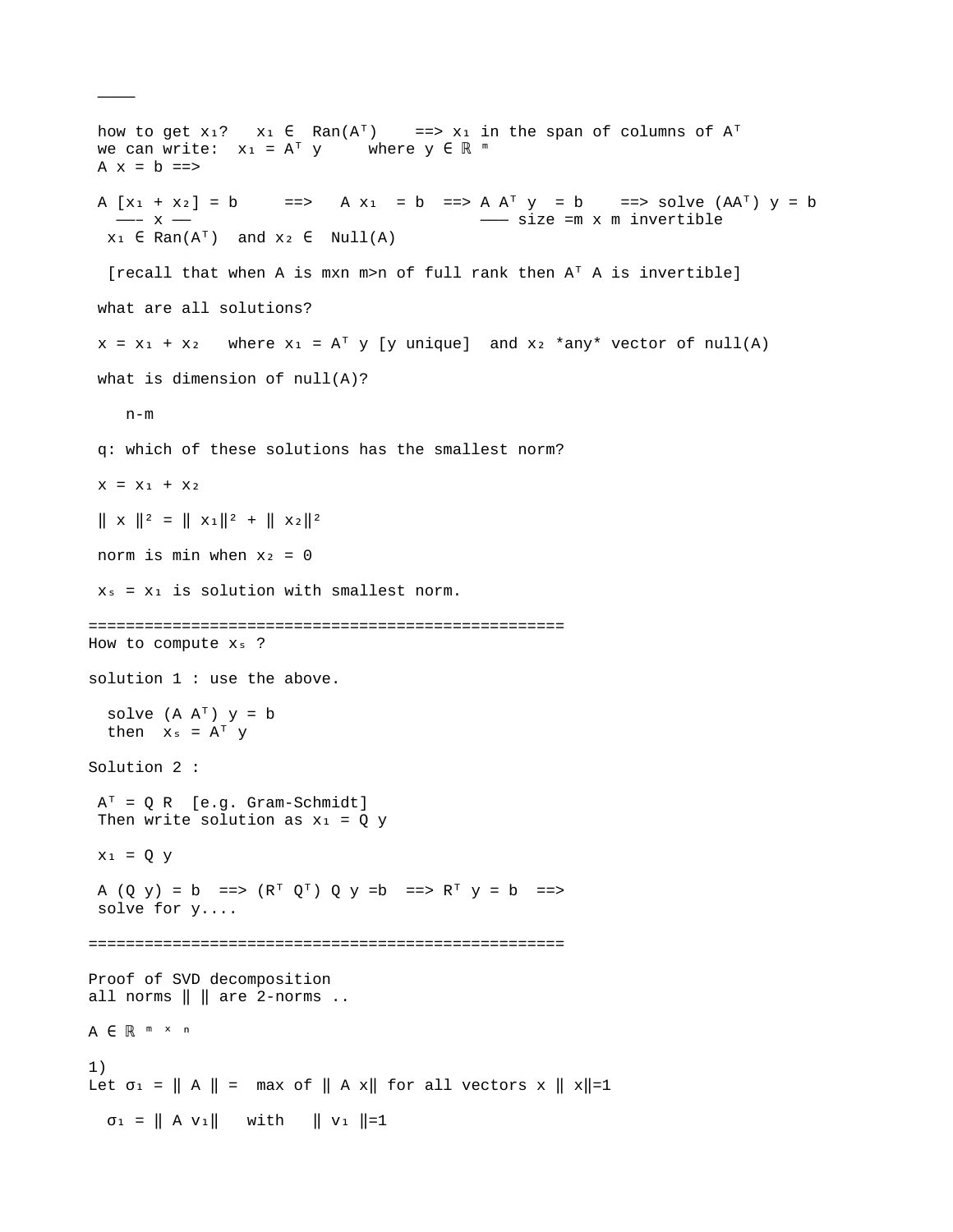———

how to get $x_1$?   $x_1 \in \text{Ran}(A^T)$   ==> $x_1$ in the span of columns of $A^T$

we can write:  $x_1 = A^T y$   where $y \in \mathbb{R}^m$

$A x = b$ ==>

$A [x_1 + x_2] = b$   ==>   $A x_1 = b$  ==> $A A^T y = b$   ==> solve $(AA^T) y = b$

(under $[x_1 + x_2]$: —– x ——; under $AA^T$: ——— size = m x m invertible)

$x_1 \in \text{Ran}(A^T)$  and $x_2 \in \text{Null}(A)$

[recall that when A is mxn m>n of full rank then $A^T A$ is invertible]

what are all solutions?

$x = x_1 + x_2$   where $x_1 = A^T y$ [y unique]  and $x_2$ *any* vector of null(A)

what is dimension of null(A)?

n-m

q: which of these solutions has the smallest norm?

$x = x_1 + x_2$

$\| x \|^2 = \| x_1\|^2 + \| x_2\|^2$

norm is min when $x_2 = 0$

$x_s = x_1$ is solution with smallest norm.

==================================================

How to compute $x_s$ ?

solution 1 : use the above.

solve $(A A^T) y = b$

then  $x_s = A^T y$

Solution 2 :

$A^T = Q R$  [e.g. Gram-Schmidt]

Then write solution as $x_1 = Q y$

$x_1 = Q y$

$A (Q y) = b$  ==> $(R^T Q^T) Q y = b$  ==> $R^T y = b$  ==>

solve for y....

==================================================

Proof of SVD decomposition

all norms $\| \|$ are 2-norms ..

$A \in \mathbb{R}^{m \times n}$

1)

Let $\sigma_1 = \| A \| =$  max of $\| A x\|$ for all vectors x $\| x\|=1$

$\sigma_1 = \| A v_1\|$   with   $\| v_1 \|=1$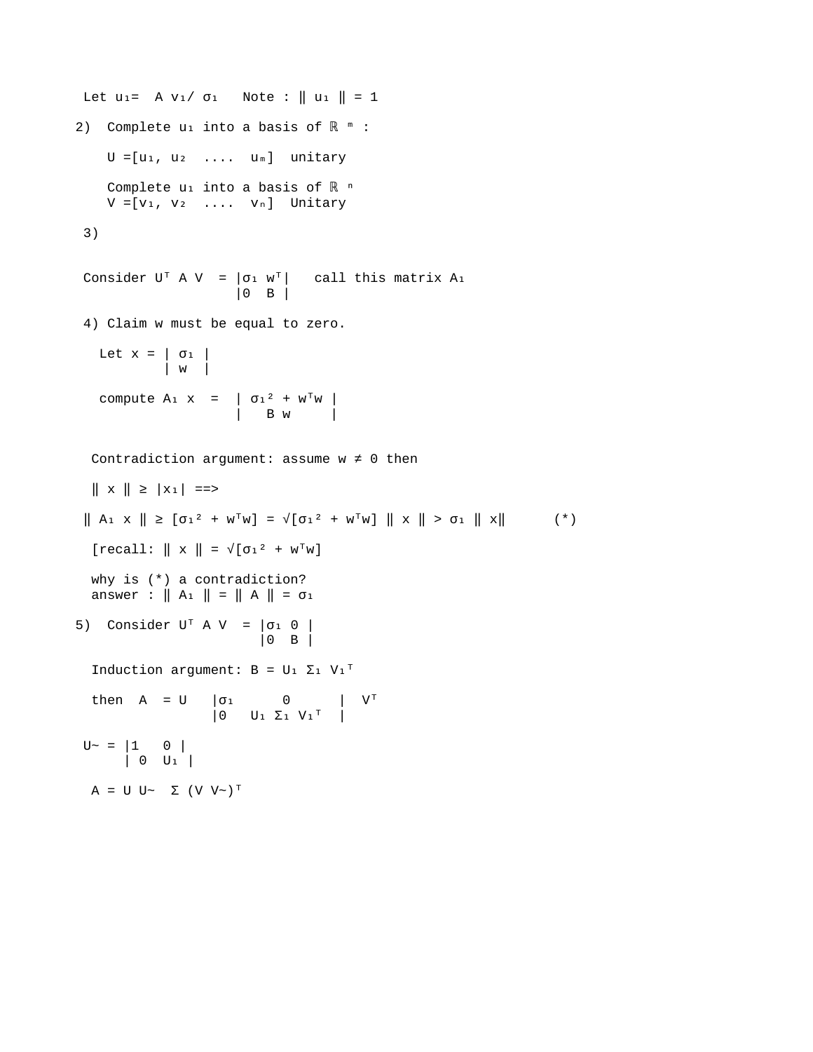Let $u_1 = A v_1 / \sigma_1$   Note : $\| u_1 \| = 1$

2) Complete $u_1$ into a basis of $\mathbb{R}^m$ :

$U = [u_1, u_2 \; .... \; u_m]$ unitary

Complete $u_1$ into a basis of $\mathbb{R}^n$
$V = [v_1, v_2 \; .... \; v_n]$ Unitary

3)

Consider $U^T A V = \begin{vmatrix} \sigma_1 & w^T \\ 0 & B \end{vmatrix}$   call this matrix $A_1$

4) Claim w must be equal to zero.

Let $x = \begin{vmatrix} \sigma_1 \\ w \end{vmatrix}$

compute $A_1 x = \begin{vmatrix} \sigma_1^2 + w^T w \\ B w \end{vmatrix}$

Contradiction argument: assume $w \neq 0$ then

$\| x \| \geq |x_1|$ ==>

$\| A_1 x \| \geq [\sigma_1^2 + w^T w] = \sqrt{[\sigma_1^2 + w^T w]} \, \| x \| > \sigma_1 \| x \|$      (*)

[recall: $\| x \| = \sqrt{[\sigma_1^2 + w^T w]}$]

why is (*) a contradiction?
answer : $\| A_1 \| = \| A \| = \sigma_1$

5) Consider $U^T A V = \begin{vmatrix} \sigma_1 & 0 \\ 0 & B \end{vmatrix}$

Induction argument: $B = U_1 \Sigma_1 V_1^T$

then $A = U \begin{vmatrix} \sigma_1 & 0 \\ 0 & U_1 \Sigma_1 V_1^T \end{vmatrix} V^T$

$U\sim = \begin{vmatrix} 1 & 0 \\ 0 & U_1 \end{vmatrix}$

$A = U \, U\sim \; \Sigma \; (V \, V\sim)^T$